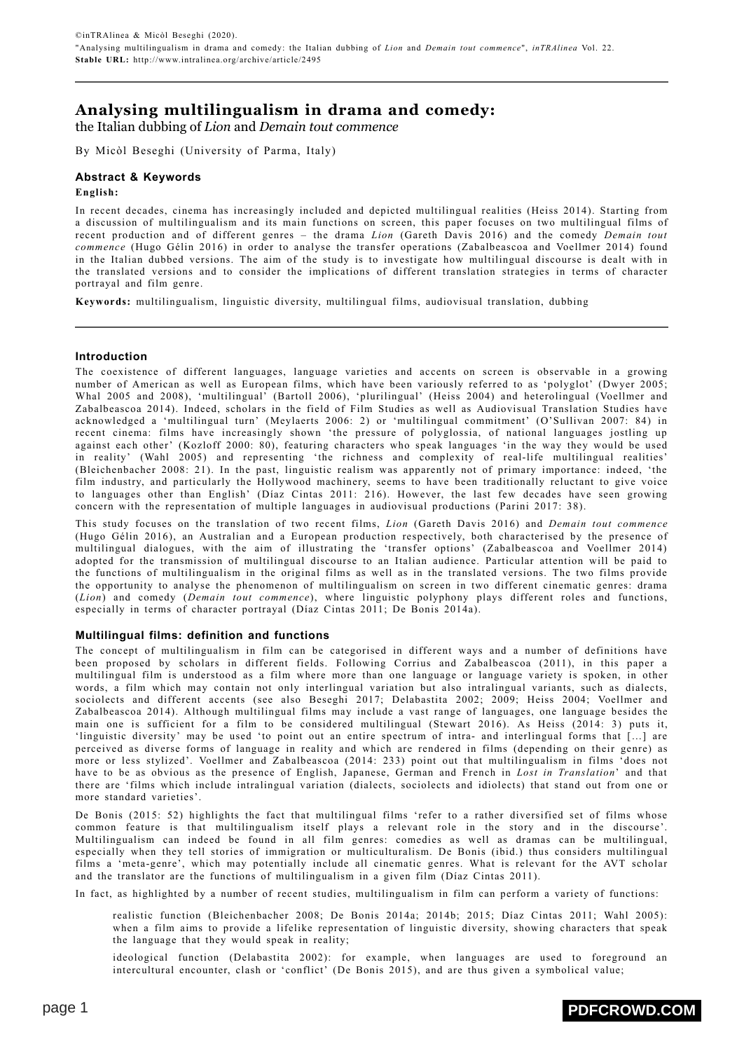©inTRAlinea & Micòl Beseghi (2020).
"Analysing multilingualism in drama and comedy: the Italian dubbing of *Lion* and *Demain tout commence*", *inTRAlinea* Vol. 22.
**Stable URL:** http://www.intralinea.org/archive/article/2495

# Analysing multilingualism in drama and comedy:

the Italian dubbing of *Lion* and *Demain tout commence*

By Micòl Beseghi (University of Parma, Italy)

### Abstract & Keywords

**English:**

In recent decades, cinema has increasingly included and depicted multilingual realities (Heiss 2014). Starting from a discussion of multilingualism and its main functions on screen, this paper focuses on two multilingual films of recent production and of different genres – the drama *Lion* (Gareth Davis 2016) and the comedy *Demain tout commence* (Hugo Gélin 2016) in order to analyse the transfer operations (Zabalbeascoa and Voellmer 2014) found in the Italian dubbed versions. The aim of the study is to investigate how multilingual discourse is dealt with in the translated versions and to consider the implications of different translation strategies in terms of character portrayal and film genre.

**Keywords:** multilingualism, linguistic diversity, multilingual films, audiovisual translation, dubbing

## Introduction

The coexistence of different languages, language varieties and accents on screen is observable in a growing number of American as well as European films, which have been variously referred to as 'polyglot' (Dwyer 2005; Whal 2005 and 2008), 'multilingual' (Bartoll 2006), 'plurilingual' (Heiss 2004) and heterolingual (Voellmer and Zabalbeascoa 2014). Indeed, scholars in the field of Film Studies as well as Audiovisual Translation Studies have acknowledged a 'multilingual turn' (Meylaerts 2006: 2) or 'multilingual commitment' (O'Sullivan 2007: 84) in recent cinema: films have increasingly shown 'the pressure of polyglossia, of national languages jostling up against each other' (Kozloff 2000: 80), featuring characters who speak languages 'in the way they would be used in reality' (Wahl 2005) and representing 'the richness and complexity of real-life multilingual realities' (Bleichenbacher 2008: 21). In the past, linguistic realism was apparently not of primary importance: indeed, 'the film industry, and particularly the Hollywood machinery, seems to have been traditionally reluctant to give voice to languages other than English' (Díaz Cintas 2011: 216). However, the last few decades have seen growing concern with the representation of multiple languages in audiovisual productions (Parini 2017: 38).

This study focuses on the translation of two recent films, *Lion* (Gareth Davis 2016) and *Demain tout commence* (Hugo Gélin 2016), an Australian and a European production respectively, both characterised by the presence of multilingual dialogues, with the aim of illustrating the 'transfer options' (Zabalbeascoa and Voellmer 2014) adopted for the transmission of multilingual discourse to an Italian audience. Particular attention will be paid to the functions of multilingualism in the original films as well as in the translated versions. The two films provide the opportunity to analyse the phenomenon of multilingualism on screen in two different cinematic genres: drama (*Lion*) and comedy (*Demain tout commence*), where linguistic polyphony plays different roles and functions, especially in terms of character portrayal (Díaz Cintas 2011; De Bonis 2014a).

## Multilingual films: definition and functions

The concept of multilingualism in film can be categorised in different ways and a number of definitions have been proposed by scholars in different fields. Following Corrius and Zabalbeascoa (2011), in this paper a multilingual film is understood as a film where more than one language or language variety is spoken, in other words, a film which may contain not only interlingual variation but also intralingual variants, such as dialects, sociolects and different accents (see also Beseghi 2017; Delabastita 2002; 2009; Heiss 2004; Voellmer and Zabalbeascoa 2014). Although multilingual films may include a vast range of languages, one language besides the main one is sufficient for a film to be considered multilingual (Stewart 2016). As Heiss (2014: 3) puts it, 'linguistic diversity' may be used 'to point out an entire spectrum of intra- and interlingual forms that [...] are perceived as diverse forms of language in reality and which are rendered in films (depending on their genre) as more or less stylized'. Voellmer and Zabalbeascoa (2014: 233) point out that multilingualism in films 'does not have to be as obvious as the presence of English, Japanese, German and French in *Lost in Translation*' and that there are 'films which include intralingual variation (dialects, sociolects and idiolects) that stand out from one or more standard varieties'.

De Bonis (2015: 52) highlights the fact that multilingual films 'refer to a rather diversified set of films whose common feature is that multilingualism itself plays a relevant role in the story and in the discourse'. Multilingualism can indeed be found in all film genres: comedies as well as dramas can be multilingual, especially when they tell stories of immigration or multiculturalism. De Bonis (ibid.) thus considers multilingual films a 'meta-genre', which may potentially include all cinematic genres. What is relevant for the AVT scholar and the translator are the functions of multilingualism in a given film (Díaz Cintas 2011).

In fact, as highlighted by a number of recent studies, multilingualism in film can perform a variety of functions:

- realistic function (Bleichenbacher 2008; De Bonis 2014a; 2014b; 2015; Díaz Cintas 2011; Wahl 2005): when a film aims to provide a lifelike representation of linguistic diversity, showing characters that speak the language that they would speak in reality;
- ideological function (Delabastita 2002): for example, when languages are used to foreground an intercultural encounter, clash or 'conflict' (De Bonis 2015), and are thus given a symbolical value;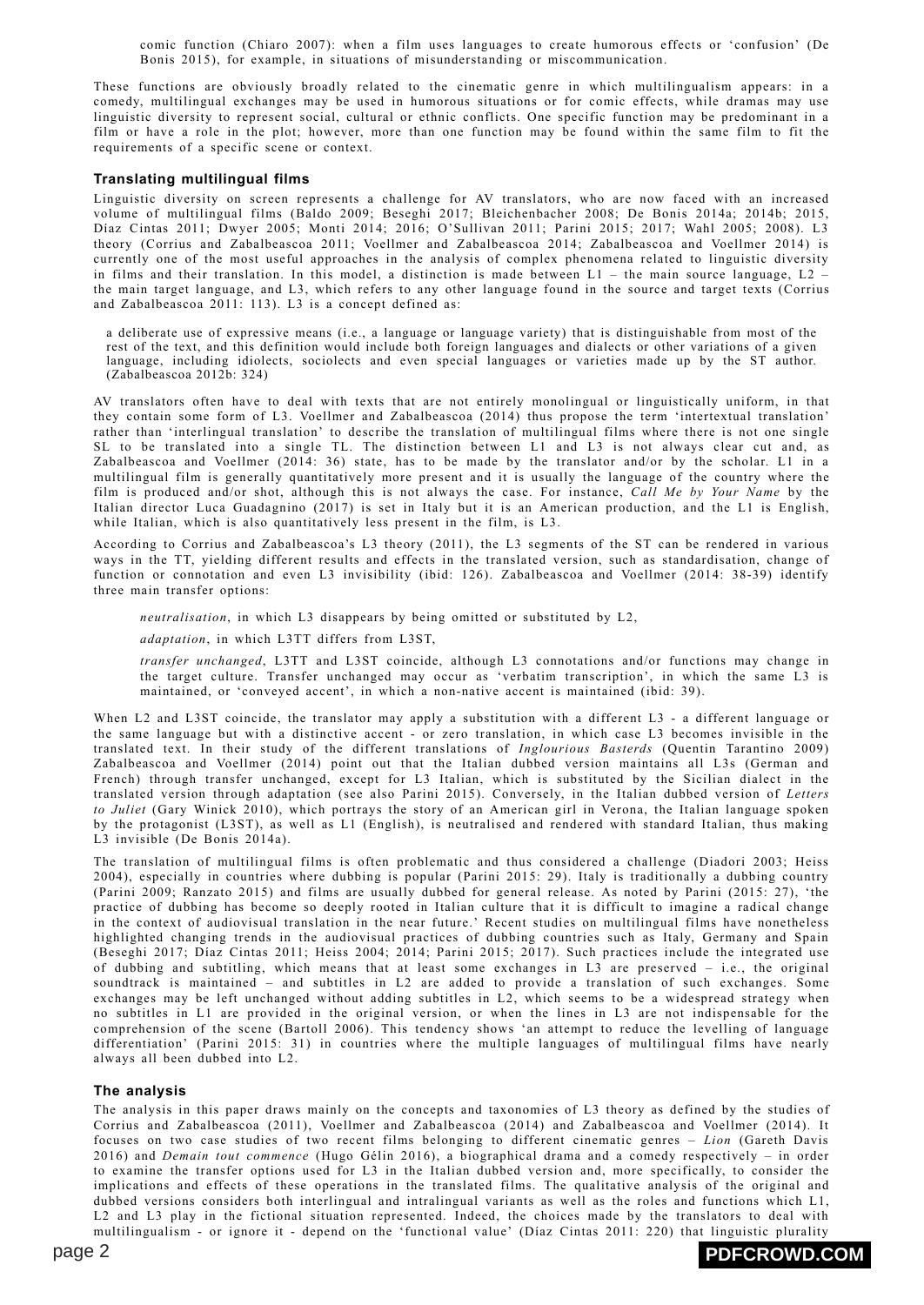comic function (Chiaro 2007): when a film uses languages to create humorous effects or 'confusion' (De Bonis 2015), for example, in situations of misunderstanding or miscommunication.

These functions are obviously broadly related to the cinematic genre in which multilingualism appears: in a comedy, multilingual exchanges may be used in humorous situations or for comic effects, while dramas may use linguistic diversity to represent social, cultural or ethnic conflicts. One specific function may be predominant in a film or have a role in the plot; however, more than one function may be found within the same film to fit the requirements of a specific scene or context.

### Translating multilingual films

Linguistic diversity on screen represents a challenge for AV translators, who are now faced with an increased volume of multilingual films (Baldo 2009; Beseghi 2017; Bleichenbacher 2008; De Bonis 2014a; 2014b; 2015, Díaz Cintas 2011; Dwyer 2005; Monti 2014; 2016; O'Sullivan 2011; Parini 2015; 2017; Wahl 2005; 2008). L3 theory (Corrius and Zabalbeascoa 2011; Voellmer and Zabalbeascoa 2014; Zabalbeascoa and Voellmer 2014) is currently one of the most useful approaches in the analysis of complex phenomena related to linguistic diversity in films and their translation. In this model, a distinction is made between L1 – the main source language, L2 – the main target language, and L3, which refers to any other language found in the source and target texts (Corrius and Zabalbeascoa 2011: 113). L3 is a concept defined as:

> a deliberate use of expressive means (i.e., a language or language variety) that is distinguishable from most of the rest of the text, and this definition would include both foreign languages and dialects or other variations of a given language, including idiolects, sociolects and even special languages or varieties made up by the ST author. (Zabalbeascoa 2012b: 324)

AV translators often have to deal with texts that are not entirely monolingual or linguistically uniform, in that they contain some form of L3. Voellmer and Zabalbeascoa (2014) thus propose the term 'intertextual translation' rather than 'interlingual translation' to describe the translation of multilingual films where there is not one single SL to be translated into a single TL. The distinction between L1 and L3 is not always clear cut and, as Zabalbeascoa and Voellmer (2014: 36) state, has to be made by the translator and/or by the scholar. L1 in a multilingual film is generally quantitatively more present and it is usually the language of the country where the film is produced and/or shot, although this is not always the case. For instance, *Call Me by Your Name* by the Italian director Luca Guadagnino (2017) is set in Italy but it is an American production, and the L1 is English, while Italian, which is also quantitatively less present in the film, is L3.

According to Corrius and Zabalbeascoa's L3 theory (2011), the L3 segments of the ST can be rendered in various ways in the TT, yielding different results and effects in the translated version, such as standardisation, change of function or connotation and even L3 invisibility (ibid: 126). Zabalbeascoa and Voellmer (2014: 38-39) identify three main transfer options:

*neutralisation*, in which L3 disappears by being omitted or substituted by L2,

*adaptation*, in which L3TT differs from L3ST,

*transfer unchanged*, L3TT and L3ST coincide, although L3 connotations and/or functions may change in the target culture. Transfer unchanged may occur as 'verbatim transcription', in which the same L3 is maintained, or 'conveyed accent', in which a non-native accent is maintained (ibid: 39).

When L2 and L3ST coincide, the translator may apply a substitution with a different L3 - a different language or the same language but with a distinctive accent - or zero translation, in which case L3 becomes invisible in the translated text. In their study of the different translations of *Inglourious Basterds* (Quentin Tarantino 2009) Zabalbeascoa and Voellmer (2014) point out that the Italian dubbed version maintains all L3s (German and French) through transfer unchanged, except for L3 Italian, which is substituted by the Sicilian dialect in the translated version through adaptation (see also Parini 2015). Conversely, in the Italian dubbed version of *Letters to Juliet* (Gary Winick 2010), which portrays the story of an American girl in Verona, the Italian language spoken by the protagonist (L3ST), as well as L1 (English), is neutralised and rendered with standard Italian, thus making L3 invisible (De Bonis 2014a).

The translation of multilingual films is often problematic and thus considered a challenge (Diadori 2003; Heiss 2004), especially in countries where dubbing is popular (Parini 2015: 29). Italy is traditionally a dubbing country (Parini 2009; Ranzato 2015) and films are usually dubbed for general release. As noted by Parini (2015: 27), 'the practice of dubbing has become so deeply rooted in Italian culture that it is difficult to imagine a radical change in the context of audiovisual translation in the near future.' Recent studies on multilingual films have nonetheless highlighted changing trends in the audiovisual practices of dubbing countries such as Italy, Germany and Spain (Beseghi 2017; Díaz Cintas 2011; Heiss 2004; 2014; Parini 2015; 2017). Such practices include the integrated use of dubbing and subtitling, which means that at least some exchanges in L3 are preserved – i.e., the original soundtrack is maintained – and subtitles in L2 are added to provide a translation of such exchanges. Some exchanges may be left unchanged without adding subtitles in L2, which seems to be a widespread strategy when no subtitles in L1 are provided in the original version, or when the lines in L3 are not indispensable for the comprehension of the scene (Bartoll 2006). This tendency shows 'an attempt to reduce the levelling of language differentiation' (Parini 2015: 31) in countries where the multiple languages of multilingual films have nearly always all been dubbed into L2.

### The analysis

The analysis in this paper draws mainly on the concepts and taxonomies of L3 theory as defined by the studies of Corrius and Zabalbeascoa (2011), Voellmer and Zabalbeascoa (2014) and Zabalbeascoa and Voellmer (2014). It focuses on two case studies of two recent films belonging to different cinematic genres – *Lion* (Gareth Davis 2016) and *Demain tout commence* (Hugo Gélin 2016), a biographical drama and a comedy respectively – in order to examine the transfer options used for L3 in the Italian dubbed version and, more specifically, to consider the implications and effects of these operations in the translated films. The qualitative analysis of the original and dubbed versions considers both interlingual and intralingual variants as well as the roles and functions which L1, L2 and L3 play in the fictional situation represented. Indeed, the choices made by the translators to deal with multilingualism - or ignore it - depend on the 'functional value' (Díaz Cintas 2011: 220) that linguistic plurality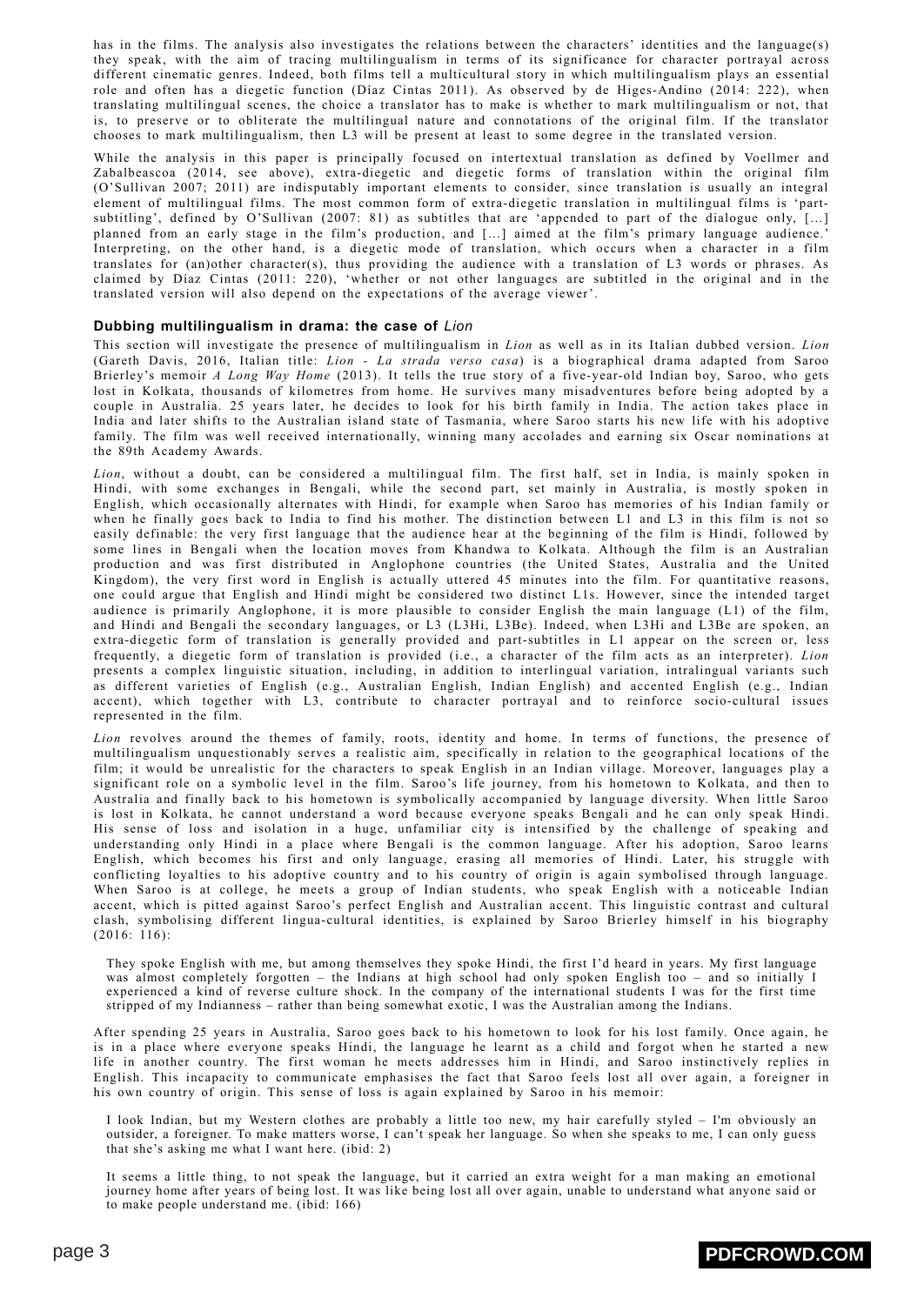has in the films. The analysis also investigates the relations between the characters' identities and the language(s) they speak, with the aim of tracing multilingualism in terms of its significance for character portrayal across different cinematic genres. Indeed, both films tell a multicultural story in which multilingualism plays an essential role and often has a diegetic function (Díaz Cintas 2011). As observed by de Higes-Andino (2014: 222), when translating multilingual scenes, the choice a translator has to make is whether to mark multilingualism or not, that is, to preserve or to obliterate the multilingual nature and connotations of the original film. If the translator chooses to mark multilingualism, then L3 will be present at least to some degree in the translated version.

While the analysis in this paper is principally focused on intertextual translation as defined by Voellmer and Zabalbeascoa (2014, see above), extra-diegetic and diegetic forms of translation within the original film (O'Sullivan 2007; 2011) are indisputably important elements to consider, since translation is usually an integral element of multilingual films. The most common form of extra-diegetic translation in multilingual films is 'part-subtitling', defined by O'Sullivan (2007: 81) as subtitles that are 'appended to part of the dialogue only, [...] planned from an early stage in the film's production, and [...] aimed at the film's primary language audience.' Interpreting, on the other hand, is a diegetic mode of translation, which occurs when a character in a film translates for (an)other character(s), thus providing the audience with a translation of L3 words or phrases. As claimed by Díaz Cintas (2011: 220), 'whether or not other languages are subtitled in the original and in the translated version will also depend on the expectations of the average viewer'.

### Dubbing multilingualism in drama: the case of *Lion*

This section will investigate the presence of multilingualism in *Lion* as well as in its Italian dubbed version. *Lion* (Gareth Davis, 2016, Italian title: *Lion - La strada verso casa*) is a biographical drama adapted from Saroo Brierley's memoir *A Long Way Home* (2013). It tells the true story of a five-year-old Indian boy, Saroo, who gets lost in Kolkata, thousands of kilometres from home. He survives many misadventures before being adopted by a couple in Australia. 25 years later, he decides to look for his birth family in India. The action takes place in India and later shifts to the Australian island state of Tasmania, where Saroo starts his new life with his adoptive family. The film was well received internationally, winning many accolades and earning six Oscar nominations at the 89th Academy Awards.

*Lion*, without a doubt, can be considered a multilingual film. The first half, set in India, is mainly spoken in Hindi, with some exchanges in Bengali, while the second part, set mainly in Australia, is mostly spoken in English, which occasionally alternates with Hindi, for example when Saroo has memories of his Indian family or when he finally goes back to India to find his mother. The distinction between L1 and L3 in this film is not so easily definable: the very first language that the audience hear at the beginning of the film is Hindi, followed by some lines in Bengali when the location moves from Khandwa to Kolkata. Although the film is an Australian production and was first distributed in Anglophone countries (the United States, Australia and the United Kingdom), the very first word in English is actually uttered 45 minutes into the film. For quantitative reasons, one could argue that English and Hindi might be considered two distinct L1s. However, since the intended target audience is primarily Anglophone, it is more plausible to consider English the main language (L1) of the film, and Hindi and Bengali the secondary languages, or L3 (L3Hi, L3Be). Indeed, when L3Hi and L3Be are spoken, an extra-diegetic form of translation is generally provided and part-subtitles in L1 appear on the screen or, less frequently, a diegetic form of translation is provided (i.e., a character of the film acts as an interpreter). *Lion* presents a complex linguistic situation, including, in addition to interlingual variation, intralingual variants such as different varieties of English (e.g., Australian English, Indian English) and accented English (e.g., Indian accent), which together with L3, contribute to character portrayal and to reinforce socio-cultural issues represented in the film.

*Lion* revolves around the themes of family, roots, identity and home. In terms of functions, the presence of multilingualism unquestionably serves a realistic aim, specifically in relation to the geographical locations of the film; it would be unrealistic for the characters to speak English in an Indian village. Moreover, languages play a significant role on a symbolic level in the film. Saroo's life journey, from his hometown to Kolkata, and then to Australia and finally back to his hometown is symbolically accompanied by language diversity. When little Saroo is lost in Kolkata, he cannot understand a word because everyone speaks Bengali and he can only speak Hindi. His sense of loss and isolation in a huge, unfamiliar city is intensified by the challenge of speaking and understanding only Hindi in a place where Bengali is the common language. After his adoption, Saroo learns English, which becomes his first and only language, erasing all memories of Hindi. Later, his struggle with conflicting loyalties to his adoptive country and to his country of origin is again symbolised through language. When Saroo is at college, he meets a group of Indian students, who speak English with a noticeable Indian accent, which is pitted against Saroo's perfect English and Australian accent. This linguistic contrast and cultural clash, symbolising different lingua-cultural identities, is explained by Saroo Brierley himself in his biography (2016: 116):

> They spoke English with me, but among themselves they spoke Hindi, the first I'd heard in years. My first language was almost completely forgotten – the Indians at high school had only spoken English too – and so initially I experienced a kind of reverse culture shock. In the company of the international students I was for the first time stripped of my Indianness – rather than being somewhat exotic, I was the Australian among the Indians.

After spending 25 years in Australia, Saroo goes back to his hometown to look for his lost family. Once again, he is in a place where everyone speaks Hindi, the language he learnt as a child and forgot when he started a new life in another country. The first woman he meets addresses him in Hindi, and Saroo instinctively replies in English. This incapacity to communicate emphasises the fact that Saroo feels lost all over again, a foreigner in his own country of origin. This sense of loss is again explained by Saroo in his memoir:

> I look Indian, but my Western clothes are probably a little too new, my hair carefully styled – I'm obviously an outsider, a foreigner. To make matters worse, I can't speak her language. So when she speaks to me, I can only guess that she's asking me what I want here. (ibid: 2)

> It seems a little thing, to not speak the language, but it carried an extra weight for a man making an emotional journey home after years of being lost. It was like being lost all over again, unable to understand what anyone said or to make people understand me. (ibid: 166)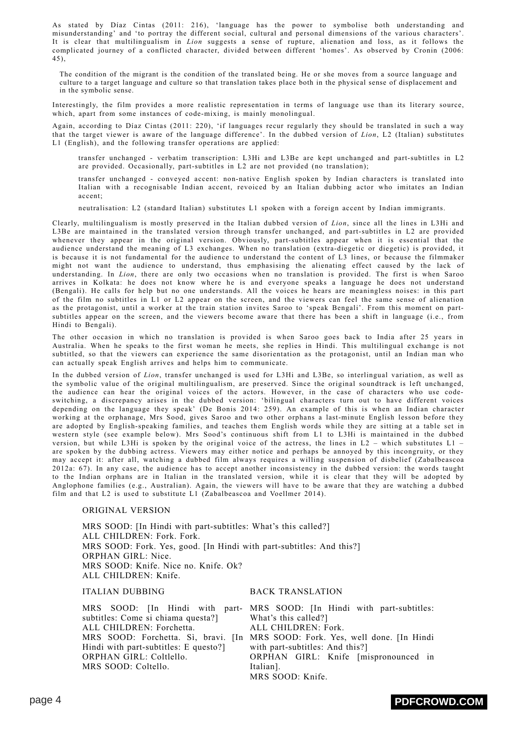As stated by Díaz Cintas (2011: 216), 'language has the power to symbolise both understanding and misunderstanding' and 'to portray the different social, cultural and personal dimensions of the various characters'. It is clear that multilingualism in *Lion* suggests a sense of rupture, alienation and loss, as it follows the complicated journey of a conflicted character, divided between different 'homes'. As observed by Cronin (2006: 45),

> The condition of the migrant is the condition of the translated being. He or she moves from a source language and culture to a target language and culture so that translation takes place both in the physical sense of displacement and in the symbolic sense.

Interestingly, the film provides a more realistic representation in terms of language use than its literary source, which, apart from some instances of code-mixing, is mainly monolingual.

Again, according to Díaz Cintas (2011: 220), 'if languages recur regularly they should be translated in such a way that the target viewer is aware of the language difference'. In the dubbed version of *Lion*, L2 (Italian) substitutes L1 (English), and the following transfer operations are applied:

- transfer unchanged - verbatim transcription: L3Hi and L3Be are kept unchanged and part-subtitles in L2 are provided. Occasionally, part-subtitles in L2 are not provided (no translation);
- transfer unchanged - conveyed accent: non-native English spoken by Indian characters is translated into Italian with a recognisable Indian accent, revoiced by an Italian dubbing actor who imitates an Indian accent;
- neutralisation: L2 (standard Italian) substitutes L1 spoken with a foreign accent by Indian immigrants.

Clearly, multilingualism is mostly preserved in the Italian dubbed version of *Lion*, since all the lines in L3Hi and L3Be are maintained in the translated version through transfer unchanged, and part-subtitles in L2 are provided whenever they appear in the original version. Obviously, part-subtitles appear when it is essential that the audience understand the meaning of L3 exchanges. When no translation (extra-diegetic or diegetic) is provided, it is because it is not fundamental for the audience to understand the content of L3 lines, or because the filmmaker might not want the audience to understand, thus emphasising the alienating effect caused by the lack of understanding. In *Lion*, there are only two occasions when no translation is provided. The first is when Saroo arrives in Kolkata: he does not know where he is and everyone speaks a language he does not understand (Bengali). He calls for help but no one understands. All the voices he hears are meaningless noises: in this part of the film no subtitles in L1 or L2 appear on the screen, and the viewers can feel the same sense of alienation as the protagonist, until a worker at the train station invites Saroo to 'speak Bengali'. From this moment on part-subtitles appear on the screen, and the viewers become aware that there has been a shift in language (i.e., from Hindi to Bengali).

The other occasion in which no translation is provided is when Saroo goes back to India after 25 years in Australia. When he speaks to the first woman he meets, she replies in Hindi. This multilingual exchange is not subtitled, so that the viewers can experience the same disorientation as the protagonist, until an Indian man who can actually speak English arrives and helps him to communicate.

In the dubbed version of *Lion*, transfer unchanged is used for L3Hi and L3Be, so interlingual variation, as well as the symbolic value of the original multilingualism, are preserved. Since the original soundtrack is left unchanged, the audience can hear the original voices of the actors. However, in the case of characters who use code-switching, a discrepancy arises in the dubbed version: 'bilingual characters turn out to have different voices depending on the language they speak' (De Bonis 2014: 259). An example of this is when an Indian character working at the orphanage, Mrs Sood, gives Saroo and two other orphans a last-minute English lesson before they are adopted by English-speaking families, and teaches them English words while they are sitting at a table set in western style (see example below). Mrs Sood's continuous shift from L1 to L3Hi is maintained in the dubbed version, but while L3Hi is spoken by the original voice of the actress, the lines in L2 – which substitutes L1 – are spoken by the dubbing actress. Viewers may either notice and perhaps be annoyed by this incongruity, or they may accept it: after all, watching a dubbed film always requires a willing suspension of disbelief (Zabalbeascoa 2012a: 67). In any case, the audience has to accept another inconsistency in the dubbed version: the words taught to the Indian orphans are in Italian in the translated version, while it is clear that they will be adopted by Anglophone families (e.g., Australian). Again, the viewers will have to be aware that they are watching a dubbed film and that L2 is used to substitute L1 (Zabalbeascoa and Voellmer 2014).

ORIGINAL VERSION

MRS SOOD: [In Hindi with part-subtitles: What's this called?]
ALL CHILDREN: Fork. Fork.
MRS SOOD: Fork. Yes, good. [In Hindi with part-subtitles: And this?]
ORPHAN GIRL: Nice.
MRS SOOD: Knife. Nice no. Knife. Ok?
ALL CHILDREN: Knife.

| ITALIAN DUBBING | BACK TRANSLATION |
|---|---|
| MRS SOOD: [In Hindi with part-subtitles: Come si chiama questa?] | MRS SOOD: [In Hindi with part-subtitles: What's this called?] |
| ALL CHILDREN: Forchetta. | ALL CHILDREN: Fork. |
| MRS SOOD: Forchetta. Sì, bravi. [In Hindi with part-subtitles: E questo?] | MRS SOOD: Fork. Yes, well done. [In Hindi with part-subtitles: And this?] |
| ORPHAN GIRL: Coltlello. | ORPHAN GIRL: Knife [mispronounced in Italian]. |
| MRS SOOD: Coltello. | MRS SOOD: Knife. |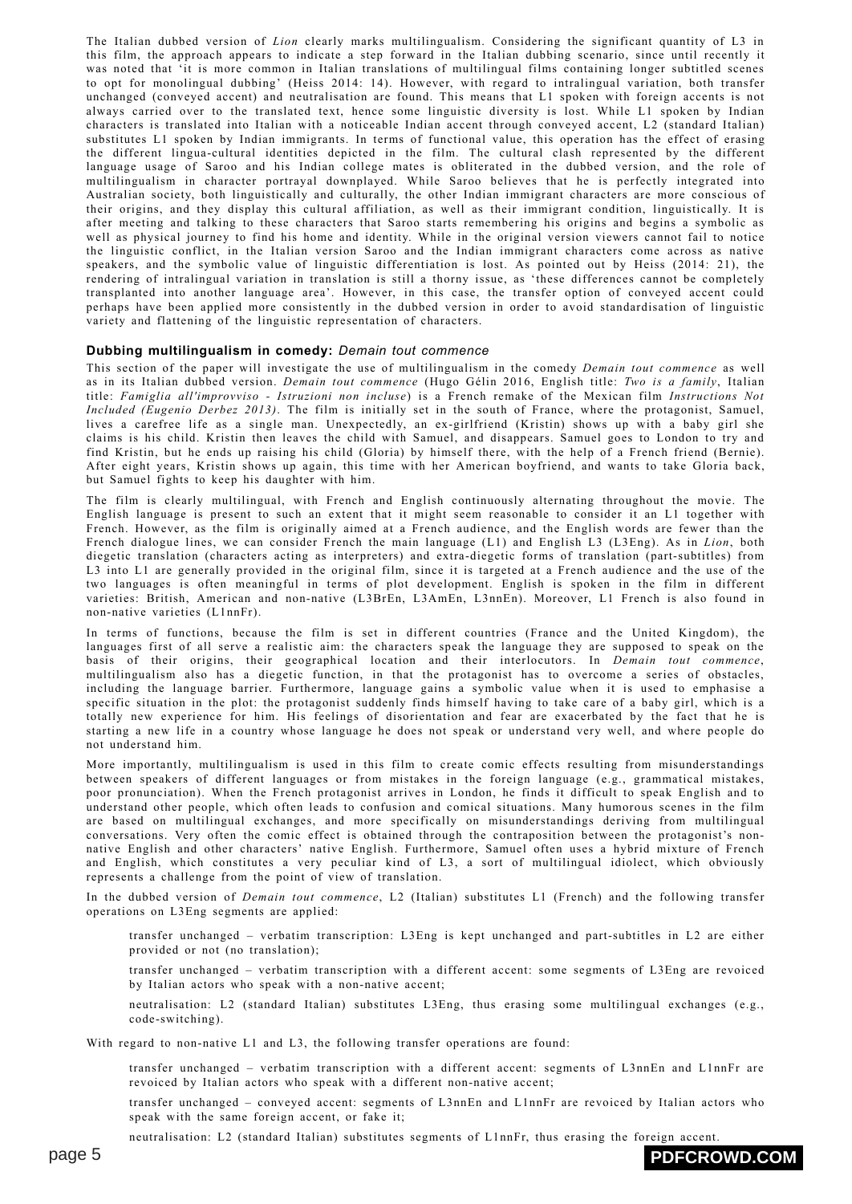The Italian dubbed version of *Lion* clearly marks multilingualism. Considering the significant quantity of L3 in this film, the approach appears to indicate a step forward in the Italian dubbing scenario, since until recently it was noted that 'it is more common in Italian translations of multilingual films containing longer subtitled scenes to opt for monolingual dubbing' (Heiss 2014: 14). However, with regard to intralingual variation, both transfer unchanged (conveyed accent) and neutralisation are found. This means that L1 spoken with foreign accents is not always carried over to the translated text, hence some linguistic diversity is lost. While L1 spoken by Indian characters is translated into Italian with a noticeable Indian accent through conveyed accent, L2 (standard Italian) substitutes L1 spoken by Indian immigrants. In terms of functional value, this operation has the effect of erasing the different lingua-cultural identities depicted in the film. The cultural clash represented by the different language usage of Saroo and his Indian college mates is obliterated in the dubbed version, and the role of multilingualism in character portrayal downplayed. While Saroo believes that he is perfectly integrated into Australian society, both linguistically and culturally, the other Indian immigrant characters are more conscious of their origins, and they display this cultural affiliation, as well as their immigrant condition, linguistically. It is after meeting and talking to these characters that Saroo starts remembering his origins and begins a symbolic as well as physical journey to find his home and identity. While in the original version viewers cannot fail to notice the linguistic conflict, in the Italian version Saroo and the Indian immigrant characters come across as native speakers, and the symbolic value of linguistic differentiation is lost. As pointed out by Heiss (2014: 21), the rendering of intralingual variation in translation is still a thorny issue, as 'these differences cannot be completely transplanted into another language area'. However, in this case, the transfer option of conveyed accent could perhaps have been applied more consistently in the dubbed version in order to avoid standardisation of linguistic variety and flattening of the linguistic representation of characters.

### Dubbing multilingualism in comedy: *Demain tout commence*

This section of the paper will investigate the use of multilingualism in the comedy *Demain tout commence* as well as in its Italian dubbed version. *Demain tout commence* (Hugo Gélin 2016, English title: *Two is a family*, Italian title: *Famiglia all'improvviso - Istruzioni non incluse*) is a French remake of the Mexican film *Instructions Not Included (Eugenio Derbez 2013)*. The film is initially set in the south of France, where the protagonist, Samuel, lives a carefree life as a single man. Unexpectedly, an ex-girlfriend (Kristin) shows up with a baby girl she claims is his child. Kristin then leaves the child with Samuel, and disappears. Samuel goes to London to try and find Kristin, but he ends up raising his child (Gloria) by himself there, with the help of a French friend (Bernie). After eight years, Kristin shows up again, this time with her American boyfriend, and wants to take Gloria back, but Samuel fights to keep his daughter with him.

The film is clearly multilingual, with French and English continuously alternating throughout the movie. The English language is present to such an extent that it might seem reasonable to consider it an L1 together with French. However, as the film is originally aimed at a French audience, and the English words are fewer than the French dialogue lines, we can consider French the main language (L1) and English L3 (L3Eng). As in *Lion*, both diegetic translation (characters acting as interpreters) and extra-diegetic forms of translation (part-subtitles) from L3 into L1 are generally provided in the original film, since it is targeted at a French audience and the use of the two languages is often meaningful in terms of plot development. English is spoken in the film in different varieties: British, American and non-native (L3BrEn, L3AmEn, L3nnEn). Moreover, L1 French is also found in non-native varieties (L1nnFr).

In terms of functions, because the film is set in different countries (France and the United Kingdom), the languages first of all serve a realistic aim: the characters speak the language they are supposed to speak on the basis of their origins, their geographical location and their interlocutors. In *Demain tout commence*, multilingualism also has a diegetic function, in that the protagonist has to overcome a series of obstacles, including the language barrier. Furthermore, language gains a symbolic value when it is used to emphasise a specific situation in the plot: the protagonist suddenly finds himself having to take care of a baby girl, which is a totally new experience for him. His feelings of disorientation and fear are exacerbated by the fact that he is starting a new life in a country whose language he does not speak or understand very well, and where people do not understand him.

More importantly, multilingualism is used in this film to create comic effects resulting from misunderstandings between speakers of different languages or from mistakes in the foreign language (e.g., grammatical mistakes, poor pronunciation). When the French protagonist arrives in London, he finds it difficult to speak English and to understand other people, which often leads to confusion and comical situations. Many humorous scenes in the film are based on multilingual exchanges, and more specifically on misunderstandings deriving from multilingual conversations. Very often the comic effect is obtained through the contraposition between the protagonist's non-native English and other characters' native English. Furthermore, Samuel often uses a hybrid mixture of French and English, which constitutes a very peculiar kind of L3, a sort of multilingual idiolect, which obviously represents a challenge from the point of view of translation.

In the dubbed version of *Demain tout commence*, L2 (Italian) substitutes L1 (French) and the following transfer operations on L3Eng segments are applied:

> transfer unchanged – verbatim transcription: L3Eng is kept unchanged and part-subtitles in L2 are either provided or not (no translation);
>
> transfer unchanged – verbatim transcription with a different accent: some segments of L3Eng are revoiced by Italian actors who speak with a non-native accent;
>
> neutralisation: L2 (standard Italian) substitutes L3Eng, thus erasing some multilingual exchanges (e.g., code-switching).

With regard to non-native L1 and L3, the following transfer operations are found:

> transfer unchanged – verbatim transcription with a different accent: segments of L3nnEn and L1nnFr are revoiced by Italian actors who speak with a different non-native accent;
>
> transfer unchanged – conveyed accent: segments of L3nnEn and L1nnFr are revoiced by Italian actors who speak with the same foreign accent, or fake it;
>
> neutralisation: L2 (standard Italian) substitutes segments of L1nnFr, thus erasing the foreign accent.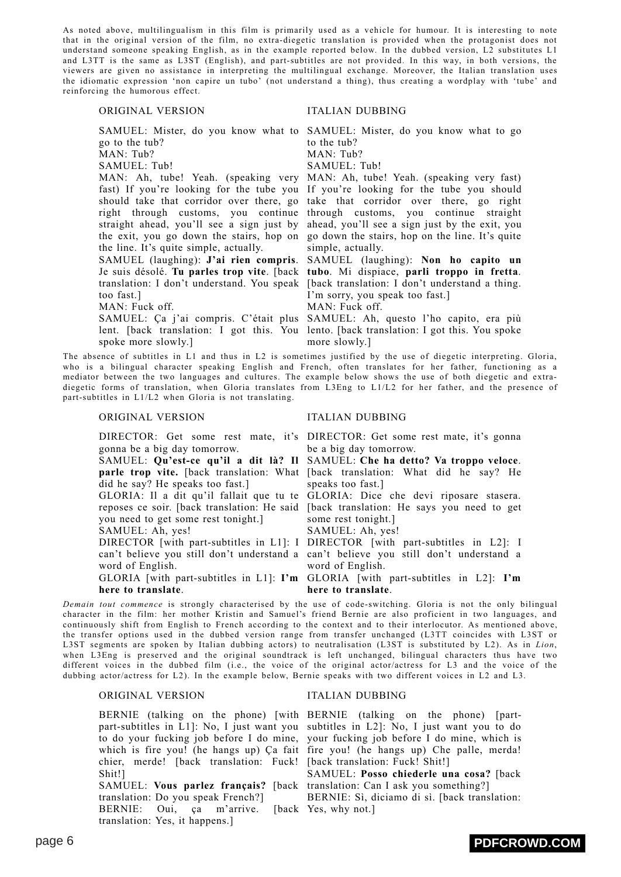As noted above, multilingualism in this film is primarily used as a vehicle for humour. It is interesting to note that in the original version of the film, no extra-diegetic translation is provided when the protagonist does not understand someone speaking English, as in the example reported below. In the dubbed version, L2 substitutes L1 and L3TT is the same as L3ST (English), and part-subtitles are not provided. In this way, in both versions, the viewers are given no assistance in interpreting the multilingual exchange. Moreover, the Italian translation uses the idiomatic expression 'non capire un tubo' (not understand a thing), thus creating a wordplay with 'tube' and reinforcing the humorous effect.

| ORIGINAL VERSION | ITALIAN DUBBING |
|---|---|
| SAMUEL: Mister, do you know what to go to the tub?<br>MAN: Tub?<br>SAMUEL: Tub!<br>MAN: Ah, tube! Yeah. (speaking very fast) If you're looking for the tube you should take that corridor over there, go right through customs, you continue straight ahead, you'll see a sign just by the exit, you go down the stairs, hop on the line. It's quite simple, actually.<br>SAMUEL (laughing): **J'ai rien compris**. Je suis désolé. **Tu parles trop vite**. [back translation: I don't understand. You speak too fast.]<br>MAN: Fuck off.<br>SAMUEL: Ça j'ai compris. C'était plus lent. [back translation: I got this. You spoke more slowly.] | SAMUEL: Mister, do you know what to go to the tub?<br>MAN: Tub?<br>SAMUEL: Tub!<br>MAN: Ah, tube! Yeah. (speaking very fast) If you're looking for the tube you should take that corridor over there, go right through customs, you continue straight ahead, you'll see a sign just by the exit, you go down the stairs, hop on the line. It's quite simple, actually.<br>SAMUEL (laughing): **Non ho capito un tubo**. Mi dispiace, **parli troppo in fretta**. [back translation: I don't understand a thing. I'm sorry, you speak too fast.]<br>MAN: Fuck off.<br>SAMUEL: Ah, questo l'ho capito, era più lento. [back translation: I got this. You spoke more slowly.] |

The absence of subtitles in L1 and thus in L2 is sometimes justified by the use of diegetic interpreting. Gloria, who is a bilingual character speaking English and French, often translates for her father, functioning as a mediator between the two languages and cultures. The example below shows the use of both diegetic and extra-diegetic forms of translation, when Gloria translates from L3Eng to L1/L2 for her father, and the presence of part-subtitles in L1/L2 when Gloria is not translating.

| ORIGINAL VERSION | ITALIAN DUBBING |
|---|---|
| DIRECTOR: Get some rest mate, it's gonna be a big day tomorrow.<br>SAMUEL: **Qu'est-ce qu'il a dit là? Il parle trop vite.** [back translation: What did he say? He speaks too fast.]<br>GLORIA: Il a dit qu'il fallait que tu te reposes ce soir. [back translation: He said you need to get some rest tonight.]<br>SAMUEL: Ah, yes!<br>DIRECTOR [with part-subtitles in L1]: I can't believe you still don't understand a word of English.<br>GLORIA [with part-subtitles in L1]: **I'm here to translate**. | DIRECTOR: Get some rest mate, it's gonna be a big day tomorrow.<br>SAMUEL: **Che ha detto? Va troppo veloce**. [back translation: What did he say? He speaks too fast.]<br>GLORIA: Dice che devi riposare stasera. [back translation: He says you need to get some rest tonight.]<br>SAMUEL: Ah, yes!<br>DIRECTOR [with part-subtitles in L2]: I can't believe you still don't understand a word of English.<br>GLORIA [with part-subtitles in L2]: **I'm here to translate**. |

*Demain tout commence* is strongly characterised by the use of code-switching. Gloria is not the only bilingual character in the film: her mother Kristin and Samuel's friend Bernie are also proficient in two languages, and continuously shift from English to French according to the context and to their interlocutor. As mentioned above, the transfer options used in the dubbed version range from transfer unchanged (L3TT coincides with L3ST or L3ST segments are spoken by Italian dubbing actors) to neutralisation (L3ST is substituted by L2). As in *Lion*, when L3Eng is preserved and the original soundtrack is left unchanged, bilingual characters thus have two different voices in the dubbed film (i.e., the voice of the original actor/actress for L3 and the voice of the dubbing actor/actress for L2). In the example below, Bernie speaks with two different voices in L2 and L3.

| ORIGINAL VERSION | ITALIAN DUBBING |
|---|---|
| BERNIE (talking on the phone) [with part-subtitles in L1]: No, I just want you to do your fucking job before I do mine, which is fire you! (he hangs up) Ça fait chier, merde! [back translation: Fuck! Shit!]<br>SAMUEL: **Vous parlez français?** [back translation: Do you speak French?]<br>BERNIE: Oui, ça m'arrive. [back translation: Yes, it happens.] | BERNIE (talking on the phone) [part-subtitles in L2]: No, I just want you to do your fucking job before I do mine, which is fire you! (he hangs up) Che palle, merda! [back translation: Fuck! Shit!]<br>SAMUEL: **Posso chiederle una cosa?** [back translation: Can I ask you something?]<br>BERNIE: Sì, diciamo di sì. [back translation: Yes, why not.] |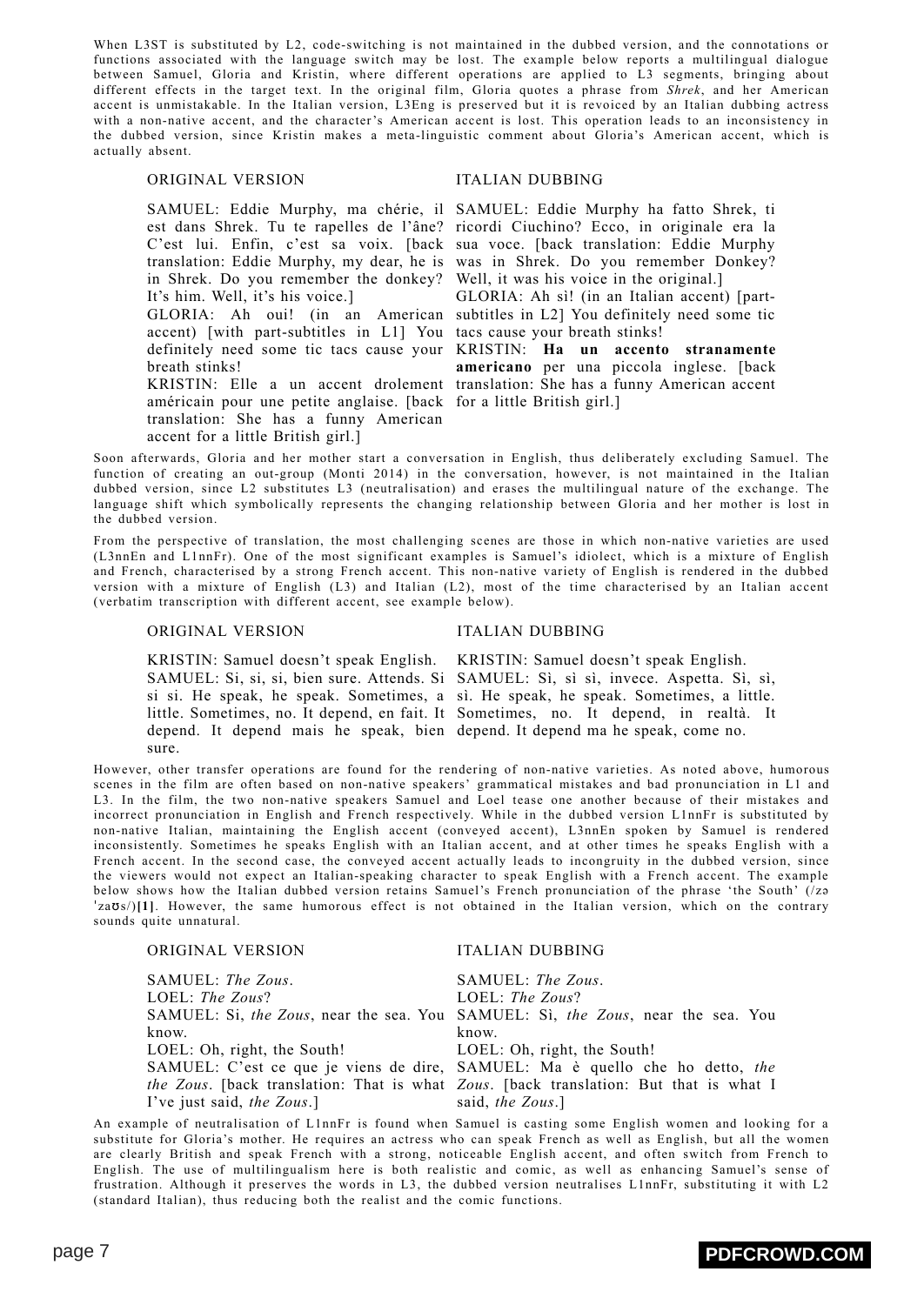When L3ST is substituted by L2, code-switching is not maintained in the dubbed version, and the connotations or functions associated with the language switch may be lost. The example below reports a multilingual dialogue between Samuel, Gloria and Kristin, where different operations are applied to L3 segments, bringing about different effects in the target text. In the original film, Gloria quotes a phrase from *Shrek*, and her American accent is unmistakable. In the Italian version, L3Eng is preserved but it is revoiced by an Italian dubbing actress with a non-native accent, and the character's American accent is lost. This operation leads to an inconsistency in the dubbed version, since Kristin makes a meta-linguistic comment about Gloria's American accent, which is actually absent.

| ORIGINAL VERSION | ITALIAN DUBBING |
|---|---|
| SAMUEL: Eddie Murphy, ma chérie, il est dans Shrek. Tu te rapelles de l'âne? C'est lui. Enfin, c'est sa voix. [back translation: Eddie Murphy, my dear, he is in Shrek. Do you remember the donkey? It's him. Well, it's his voice.] | SAMUEL: Eddie Murphy ha fatto Shrek, ti ricordi Ciuchino? Ecco, in originale era la sua voce. [back translation: Eddie Murphy was in Shrek. Do you remember Donkey? Well, it was his voice in the original.] |
| GLORIA: Ah oui! (in an American accent) [with part-subtitles in L1] You definitely need some tic tacs cause your breath stinks! | GLORIA: Ah sì! (in an Italian accent) [part-subtitles in L2] You definitely need some tic tacs cause your breath stinks! |
| KRISTIN: Elle a un accent drolement américain pour une petite anglaise. [back translation: She has a funny American accent for a little British girl.] | KRISTIN: **Ha un accento stranamente americano** per una piccola inglese. [back translation: She has a funny American accent for a little British girl.] |

Soon afterwards, Gloria and her mother start a conversation in English, thus deliberately excluding Samuel. The function of creating an out-group (Monti 2014) in the conversation, however, is not maintained in the Italian dubbed version, since L2 substitutes L3 (neutralisation) and erases the multilingual nature of the exchange. The language shift which symbolically represents the changing relationship between Gloria and her mother is lost in the dubbed version.

From the perspective of translation, the most challenging scenes are those in which non-native varieties are used (L3nnEn and L1nnFr). One of the most significant examples is Samuel's idiolect, which is a mixture of English and French, characterised by a strong French accent. This non-native variety of English is rendered in the dubbed version with a mixture of English (L3) and Italian (L2), most of the time characterised by an Italian accent (verbatim transcription with different accent, see example below).

| ORIGINAL VERSION | ITALIAN DUBBING |
|---|---|
| KRISTIN: Samuel doesn't speak English. | KRISTIN: Samuel doesn't speak English. |
| SAMUEL: Si, si, si, bien sure. Attends. Si si si. He speak, he speak. Sometimes, a little. Sometimes, no. It depend, en fait. It depend. It depend mais he speak, bien sure. | SAMUEL: Sì, sì sì, invece. Aspetta. Sì, sì, sì. He speak, he speak. Sometimes, a little. Sometimes, no. It depend, in realtà. It depend. It depend ma he speak, come no. |

However, other transfer operations are found for the rendering of non-native varieties. As noted above, humorous scenes in the film are often based on non-native speakers' grammatical mistakes and bad pronunciation in L1 and L3. In the film, the two non-native speakers Samuel and Loel tease one another because of their mistakes and incorrect pronunciation in English and French respectively. While in the dubbed version L1nnFr is substituted by non-native Italian, maintaining the English accent (conveyed accent), L3nnEn spoken by Samuel is rendered inconsistently. Sometimes he speaks English with an Italian accent, and at other times he speaks English with a French accent. In the second case, the conveyed accent actually leads to incongruity in the dubbed version, since the viewers would not expect an Italian-speaking character to speak English with a French accent. The example below shows how the Italian dubbed version retains Samuel's French pronunciation of the phrase 'the South' (/zə ˈzaʊs/)**[1]**. However, the same humorous effect is not obtained in the Italian version, which on the contrary sounds quite unnatural.

| ORIGINAL VERSION | ITALIAN DUBBING |
|---|---|
| SAMUEL: *The Zous*. | SAMUEL: *The Zous*. |
| LOEL: *The Zous*? | LOEL: *The Zous*? |
| SAMUEL: Si, *the Zous*, near the sea. You know. | SAMUEL: Sì, *the Zous*, near the sea. You know. |
| LOEL: Oh, right, the South! | LOEL: Oh, right, the South! |
| SAMUEL: C'est ce que je viens de dire, *the Zous*. [back translation: That is what I've just said, *the Zous*.] | SAMUEL: Ma è quello che ho detto, *the Zous*. [back translation: But that is what I said, *the Zous*.] |

An example of neutralisation of L1nnFr is found when Samuel is casting some English women and looking for a substitute for Gloria's mother. He requires an actress who can speak French as well as English, but all the women are clearly British and speak French with a strong, noticeable English accent, and often switch from French to English. The use of multilingualism here is both realistic and comic, as well as enhancing Samuel's sense of frustration. Although it preserves the words in L3, the dubbed version neutralises L1nnFr, substituting it with L2 (standard Italian), thus reducing both the realist and the comic functions.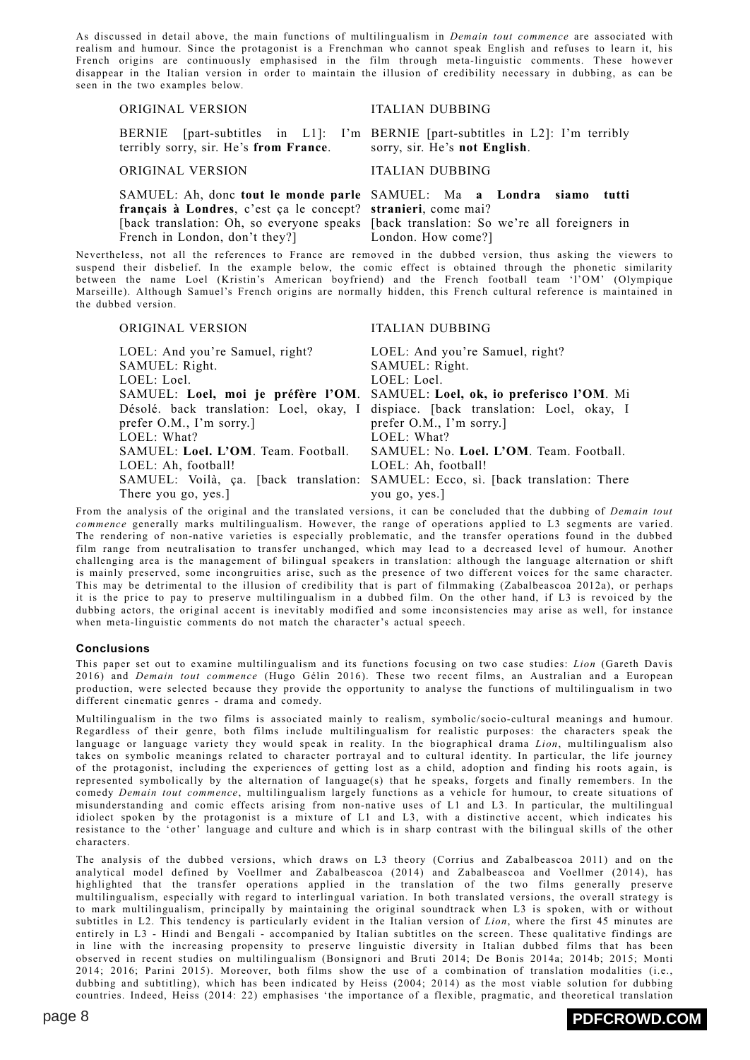As discussed in detail above, the main functions of multilingualism in *Demain tout commence* are associated with realism and humour. Since the protagonist is a Frenchman who cannot speak English and refuses to learn it, his French origins are continuously emphasised in the film through meta-linguistic comments. These however disappear in the Italian version in order to maintain the illusion of credibility necessary in dubbing, as can be seen in the two examples below.

| ORIGINAL VERSION | ITALIAN DUBBING |
|---|---|
| BERNIE [part-subtitles in L1]: I'm terribly sorry, sir. He's **from France**. | BERNIE [part-subtitles in L2]: I'm terribly sorry, sir. He's **not English**. |

| ORIGINAL VERSION | ITALIAN DUBBING |
|---|---|
| SAMUEL: Ah, donc **tout le monde parle français à Londres**, c'est ça le concept? [back translation: Oh, so everyone speaks French in London, don't they?] | SAMUEL: Ma **a Londra siamo tutti stranieri**, come mai? [back translation: So we're all foreigners in London. How come?] |

Nevertheless, not all the references to France are removed in the dubbed version, thus asking the viewers to suspend their disbelief. In the example below, the comic effect is obtained through the phonetic similarity between the name Loel (Kristin's American boyfriend) and the French football team 'l'OM' (Olympique Marseille). Although Samuel's French origins are normally hidden, this French cultural reference is maintained in the dubbed version.

| ORIGINAL VERSION | ITALIAN DUBBING |
|---|---|
| LOEL: And you're Samuel, right?<br>SAMUEL: Right.<br>LOEL: Loel.<br>SAMUEL: **Loel, moi je préfère l'OM**. Désolé. back translation: Loel, okay, I prefer O.M., I'm sorry.]<br>LOEL: What?<br>SAMUEL: **Loel. L'OM**. Team. Football.<br>LOEL: Ah, football!<br>SAMUEL: Voilà, ça. [back translation: There you go, yes.] | LOEL: And you're Samuel, right?<br>SAMUEL: Right.<br>LOEL: Loel.<br>SAMUEL: **Loel, ok, io preferisco l'OM**. Mi dispiace. [back translation: Loel, okay, I prefer O.M., I'm sorry.]<br>LOEL: What?<br>SAMUEL: No. **Loel. L'OM**. Team. Football.<br>LOEL: Ah, football!<br>SAMUEL: Ecco, sì. [back translation: There you go, yes.] |

From the analysis of the original and the translated versions, it can be concluded that the dubbing of *Demain tout commence* generally marks multilingualism. However, the range of operations applied to L3 segments are varied. The rendering of non-native varieties is especially problematic, and the transfer operations found in the dubbed film range from neutralisation to transfer unchanged, which may lead to a decreased level of humour. Another challenging area is the management of bilingual speakers in translation: although the language alternation or shift is mainly preserved, some incongruities arise, such as the presence of two different voices for the same character. This may be detrimental to the illusion of credibility that is part of filmmaking (Zabalbeascoa 2012a), or perhaps it is the price to pay to preserve multilingualism in a dubbed film. On the other hand, if L3 is revoiced by the dubbing actors, the original accent is inevitably modified and some inconsistencies may arise as well, for instance when meta-linguistic comments do not match the character's actual speech.

### Conclusions

This paper set out to examine multilingualism and its functions focusing on two case studies: *Lion* (Gareth Davis 2016) and *Demain tout commence* (Hugo Gélin 2016). These two recent films, an Australian and a European production, were selected because they provide the opportunity to analyse the functions of multilingualism in two different cinematic genres - drama and comedy.

Multilingualism in the two films is associated mainly to realism, symbolic/socio-cultural meanings and humour. Regardless of their genre, both films include multilingualism for realistic purposes: the characters speak the language or language variety they would speak in reality. In the biographical drama *Lion*, multilingualism also takes on symbolic meanings related to character portrayal and to cultural identity. In particular, the life journey of the protagonist, including the experiences of getting lost as a child, adoption and finding his roots again, is represented symbolically by the alternation of language(s) that he speaks, forgets and finally remembers. In the comedy *Demain tout commence*, multilingualism largely functions as a vehicle for humour, to create situations of misunderstanding and comic effects arising from non-native uses of L1 and L3. In particular, the multilingual idiolect spoken by the protagonist is a mixture of L1 and L3, with a distinctive accent, which indicates his resistance to the 'other' language and culture and which is in sharp contrast with the bilingual skills of the other characters.

The analysis of the dubbed versions, which draws on L3 theory (Corrius and Zabalbeascoa 2011) and on the analytical model defined by Voellmer and Zabalbeascoa (2014) and Zabalbeascoa and Voellmer (2014), has highlighted that the transfer operations applied in the translation of the two films generally preserve multilingualism, especially with regard to interlingual variation. In both translated versions, the overall strategy is to mark multilingualism, principally by maintaining the original soundtrack when L3 is spoken, with or without subtitles in L2. This tendency is particularly evident in the Italian version of *Lion*, where the first 45 minutes are entirely in L3 - Hindi and Bengali - accompanied by Italian subtitles on the screen. These qualitative findings are in line with the increasing propensity to preserve linguistic diversity in Italian dubbed films that has been observed in recent studies on multilingualism (Bonsignori and Bruti 2014; De Bonis 2014a; 2014b; 2015; Monti 2014; 2016; Parini 2015). Moreover, both films show the use of a combination of translation modalities (i.e., dubbing and subtitling), which has been indicated by Heiss (2004; 2014) as the most viable solution for dubbing countries. Indeed, Heiss (2014: 22) emphasises 'the importance of a flexible, pragmatic, and theoretical translation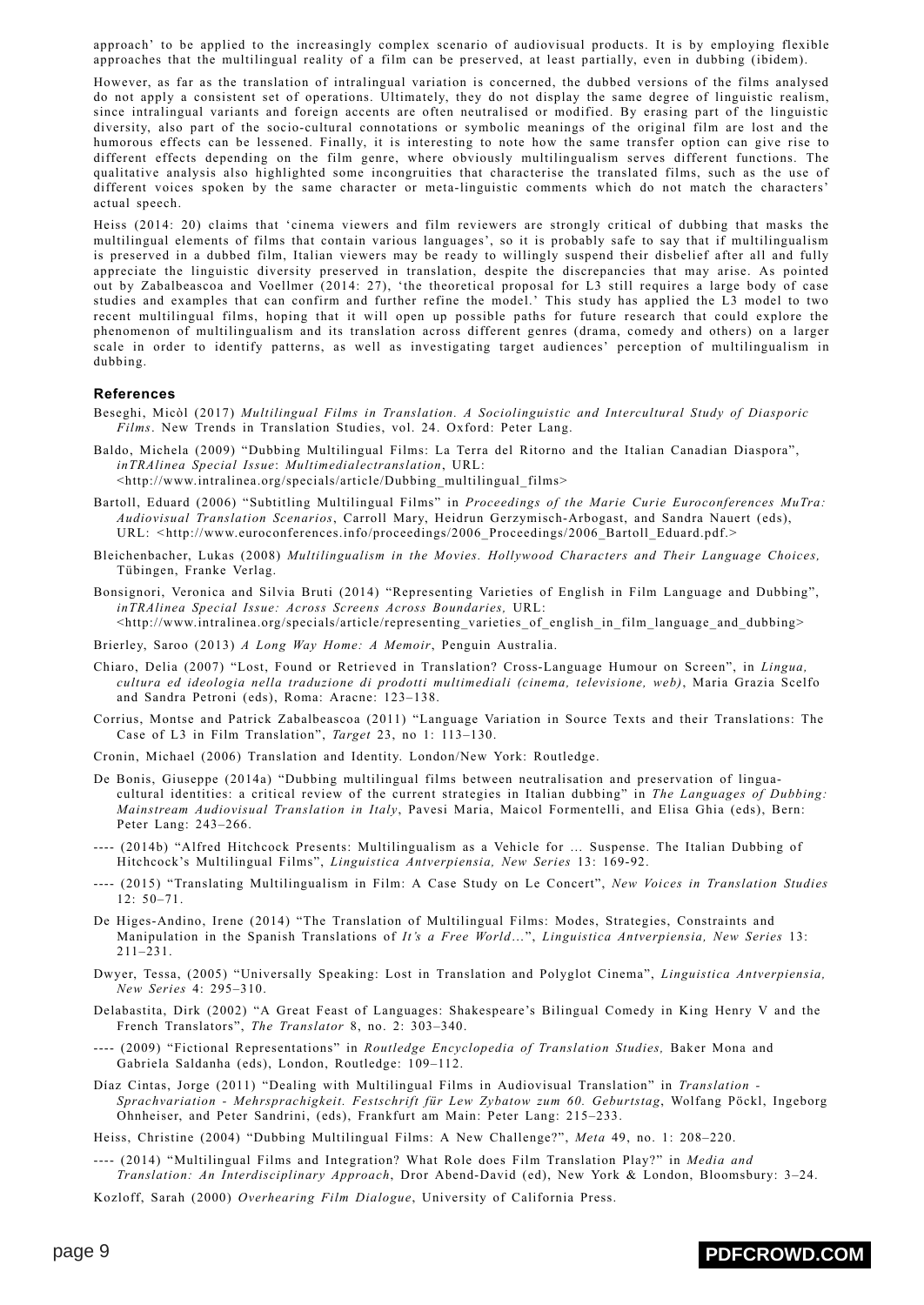approach' to be applied to the increasingly complex scenario of audiovisual products. It is by employing flexible approaches that the multilingual reality of a film can be preserved, at least partially, even in dubbing (ibidem).

However, as far as the translation of intralingual variation is concerned, the dubbed versions of the films analysed do not apply a consistent set of operations. Ultimately, they do not display the same degree of linguistic realism, since intralingual variants and foreign accents are often neutralised or modified. By erasing part of the linguistic diversity, also part of the socio-cultural connotations or symbolic meanings of the original film are lost and the humorous effects can be lessened. Finally, it is interesting to note how the same transfer option can give rise to different effects depending on the film genre, where obviously multilingualism serves different functions. The qualitative analysis also highlighted some incongruities that characterise the translated films, such as the use of different voices spoken by the same character or meta-linguistic comments which do not match the characters' actual speech.

Heiss (2014: 20) claims that 'cinema viewers and film reviewers are strongly critical of dubbing that masks the multilingual elements of films that contain various languages', so it is probably safe to say that if multilingualism is preserved in a dubbed film, Italian viewers may be ready to willingly suspend their disbelief after all and fully appreciate the linguistic diversity preserved in translation, despite the discrepancies that may arise. As pointed out by Zabalbeascoa and Voellmer (2014: 27), 'the theoretical proposal for L3 still requires a large body of case studies and examples that can confirm and further refine the model.' This study has applied the L3 model to two recent multilingual films, hoping that it will open up possible paths for future research that could explore the phenomenon of multilingualism and its translation across different genres (drama, comedy and others) on a larger scale in order to identify patterns, as well as investigating target audiences' perception of multilingualism in dubbing.

## References

Beseghi, Micòl (2017) *Multilingual Films in Translation. A Sociolinguistic and Intercultural Study of Diasporic Films*. New Trends in Translation Studies, vol. 24. Oxford: Peter Lang.

Baldo, Michela (2009) "Dubbing Multilingual Films: La Terra del Ritorno and the Italian Canadian Diaspora", *inTRAlinea Special Issue*: *Multimedialectranslation*, URL: <http://www.intralinea.org/specials/article/Dubbing_multilingual_films>

Bartoll, Eduard (2006) "Subtitling Multilingual Films" in *Proceedings of the Marie Curie Euroconferences MuTra: Audiovisual Translation Scenarios*, Carroll Mary, Heidrun Gerzymisch-Arbogast, and Sandra Nauert (eds), URL: <http://www.euroconferences.info/proceedings/2006_Proceedings/2006_Bartoll_Eduard.pdf.>

Bleichenbacher, Lukas (2008) *Multilingualism in the Movies. Hollywood Characters and Their Language Choices,* Tübingen, Franke Verlag.

Bonsignori, Veronica and Silvia Bruti (2014) "Representing Varieties of English in Film Language and Dubbing", *inTRAlinea Special Issue: Across Screens Across Boundaries,* URL: <http://www.intralinea.org/specials/article/representing_varieties_of_english_in_film_language_and_dubbing>

Brierley, Saroo (2013) *A Long Way Home: A Memoir*, Penguin Australia.

Chiaro, Delia (2007) "Lost, Found or Retrieved in Translation? Cross-Language Humour on Screen", in *Lingua, cultura ed ideologia nella traduzione di prodotti multimediali (cinema, televisione, web)*, Maria Grazia Scelfo and Sandra Petroni (eds), Roma: Aracne: 123–138.

Corrius, Montse and Patrick Zabalbeascoa (2011) "Language Variation in Source Texts and their Translations: The Case of L3 in Film Translation", *Target* 23, no 1: 113–130.

Cronin, Michael (2006) Translation and Identity. London/New York: Routledge.

De Bonis, Giuseppe (2014a) "Dubbing multilingual films between neutralisation and preservation of lingua-cultural identities: a critical review of the current strategies in Italian dubbing" in *The Languages of Dubbing: Mainstream Audiovisual Translation in Italy*, Pavesi Maria, Maicol Formentelli, and Elisa Ghia (eds), Bern: Peter Lang: 243–266.

---- (2014b) "Alfred Hitchcock Presents: Multilingualism as a Vehicle for ... Suspense. The Italian Dubbing of Hitchcock's Multilingual Films", *Linguistica Antverpiensia, New Series* 13: 169-92.

---- (2015) "Translating Multilingualism in Film: A Case Study on Le Concert", *New Voices in Translation Studies* 12: 50–71.

De Higes-Andino, Irene (2014) "The Translation of Multilingual Films: Modes, Strategies, Constraints and Manipulation in the Spanish Translations of *It's a Free World*...", *Linguistica Antverpiensia, New Series* 13: 211–231.

Dwyer, Tessa, (2005) "Universally Speaking: Lost in Translation and Polyglot Cinema", *Linguistica Antverpiensia, New Series* 4: 295–310.

Delabastita, Dirk (2002) "A Great Feast of Languages: Shakespeare's Bilingual Comedy in King Henry V and the French Translators", *The Translator* 8, no. 2: 303–340.

---- (2009) "Fictional Representations" in *Routledge Encyclopedia of Translation Studies,* Baker Mona and Gabriela Saldanha (eds), London, Routledge: 109–112.

Díaz Cintas, Jorge (2011) "Dealing with Multilingual Films in Audiovisual Translation" in *Translation - Sprachvariation - Mehrsprachigkeit. Festschrift für Lew Zybatow zum 60. Geburtstag*, Wolfang Pöckl, Ingeborg Ohnheiser, and Peter Sandrini, (eds), Frankfurt am Main: Peter Lang: 215–233.

Heiss, Christine (2004) "Dubbing Multilingual Films: A New Challenge?", *Meta* 49, no. 1: 208–220.

---- (2014) "Multilingual Films and Integration? What Role does Film Translation Play?" in *Media and Translation: An Interdisciplinary Approach*, Dror Abend-David (ed), New York & London, Bloomsbury: 3–24.

Kozloff, Sarah (2000) *Overhearing Film Dialogue*, University of California Press.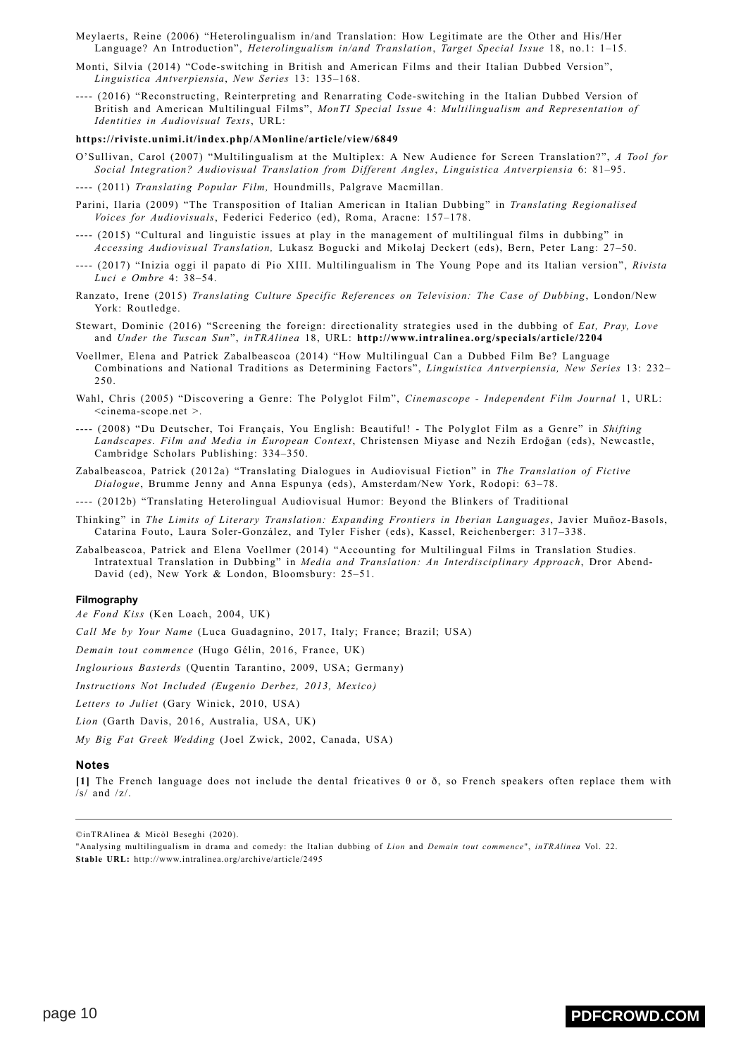Meylaerts, Reine (2006) "Heterolingualism in/and Translation: How Legitimate are the Other and His/Her Language? An Introduction", *Heterolingualism in/and Translation*, *Target Special Issue* 18, no.1: 1–15.

Monti, Silvia (2014) "Code-switching in British and American Films and their Italian Dubbed Version", *Linguistica Antverpiensia*, *New Series* 13: 135–168.

---- (2016) "Reconstructing, Reinterpreting and Renarrating Code-switching in the Italian Dubbed Version of British and American Multilingual Films", *MonTI Special Issue* 4: *Multilingualism and Representation of Identities in Audiovisual Texts*, URL:

**https://riviste.unimi.it/index.php/AMonline/article/view/6849**

O'Sullivan, Carol (2007) "Multilingualism at the Multiplex: A New Audience for Screen Translation?", *A Tool for Social Integration? Audiovisual Translation from Different Angles*, *Linguistica Antverpiensia* 6: 81–95.

---- (2011) *Translating Popular Film,* Houndmills, Palgrave Macmillan.

Parini, Ilaria (2009) "The Transposition of Italian American in Italian Dubbing" in *Translating Regionalised Voices for Audiovisuals*, Federici Federico (ed), Roma, Aracne: 157–178.

---- (2015) "Cultural and linguistic issues at play in the management of multilingual films in dubbing" in *Accessing Audiovisual Translation,* Lukasz Bogucki and Mikolaj Deckert (eds), Bern, Peter Lang: 27–50.

---- (2017) "Inizia oggi il papato di Pio XIII. Multilingualism in The Young Pope and its Italian version", *Rivista Luci e Ombre* 4: 38–54.

Ranzato, Irene (2015) *Translating Culture Specific References on Television: The Case of Dubbing*, London/New York: Routledge.

Stewart, Dominic (2016) "Screening the foreign: directionality strategies used in the dubbing of *Eat, Pray, Love* and *Under the Tuscan Sun*", *inTRAlinea* 18, URL: **http://www.intralinea.org/specials/article/2204**

Voellmer, Elena and Patrick Zabalbeascoa (2014) "How Multilingual Can a Dubbed Film Be? Language Combinations and National Traditions as Determining Factors", *Linguistica Antverpiensia, New Series* 13: 232–250.

Wahl, Chris (2005) "Discovering a Genre: The Polyglot Film", *Cinemascope - Independent Film Journal* 1, URL: <cinema-scope.net >.

---- (2008) "Du Deutscher, Toi Français, You English: Beautiful! - The Polyglot Film as a Genre" in *Shifting Landscapes. Film and Media in European Context*, Christensen Miyase and Nezih Erdoğan (eds), Newcastle, Cambridge Scholars Publishing: 334–350.

Zabalbeascoa, Patrick (2012a) "Translating Dialogues in Audiovisual Fiction" in *The Translation of Fictive Dialogue*, Brumme Jenny and Anna Espunya (eds), Amsterdam/New York, Rodopi: 63–78.

---- (2012b) "Translating Heterolingual Audiovisual Humor: Beyond the Blinkers of Traditional

Thinking" in *The Limits of Literary Translation: Expanding Frontiers in Iberian Languages*, Javier Muñoz-Basols, Catarina Fouto, Laura Soler-González, and Tyler Fisher (eds), Kassel, Reichenberger: 317–338.

Zabalbeascoa, Patrick and Elena Voellmer (2014) "Accounting for Multilingual Films in Translation Studies. Intratextual Translation in Dubbing" in *Media and Translation: An Interdisciplinary Approach*, Dror Abend-David (ed), New York & London, Bloomsbury: 25–51.

#### Filmography

*Ae Fond Kiss* (Ken Loach, 2004, UK)

*Call Me by Your Name* (Luca Guadagnino, 2017, Italy; France; Brazil; USA)

*Demain tout commence* (Hugo Gélin, 2016, France, UK)

*Inglourious Basterds* (Quentin Tarantino, 2009, USA; Germany)

*Instructions Not Included (Eugenio Derbez, 2013, Mexico)*

*Letters to Juliet* (Gary Winick, 2010, USA)

*Lion* (Garth Davis, 2016, Australia, USA, UK)

*My Big Fat Greek Wedding* (Joel Zwick, 2002, Canada, USA)

### Notes

**[1]** The French language does not include the dental fricatives θ or ð, so French speakers often replace them with /s/ and /z/.

©inTRAlinea & Micòl Beseghi (2020).

"Analysing multilingualism in drama and comedy: the Italian dubbing of *Lion* and *Demain tout commence*", *inTRAlinea* Vol. 22.

**Stable URL:** http://www.intralinea.org/archive/article/2495